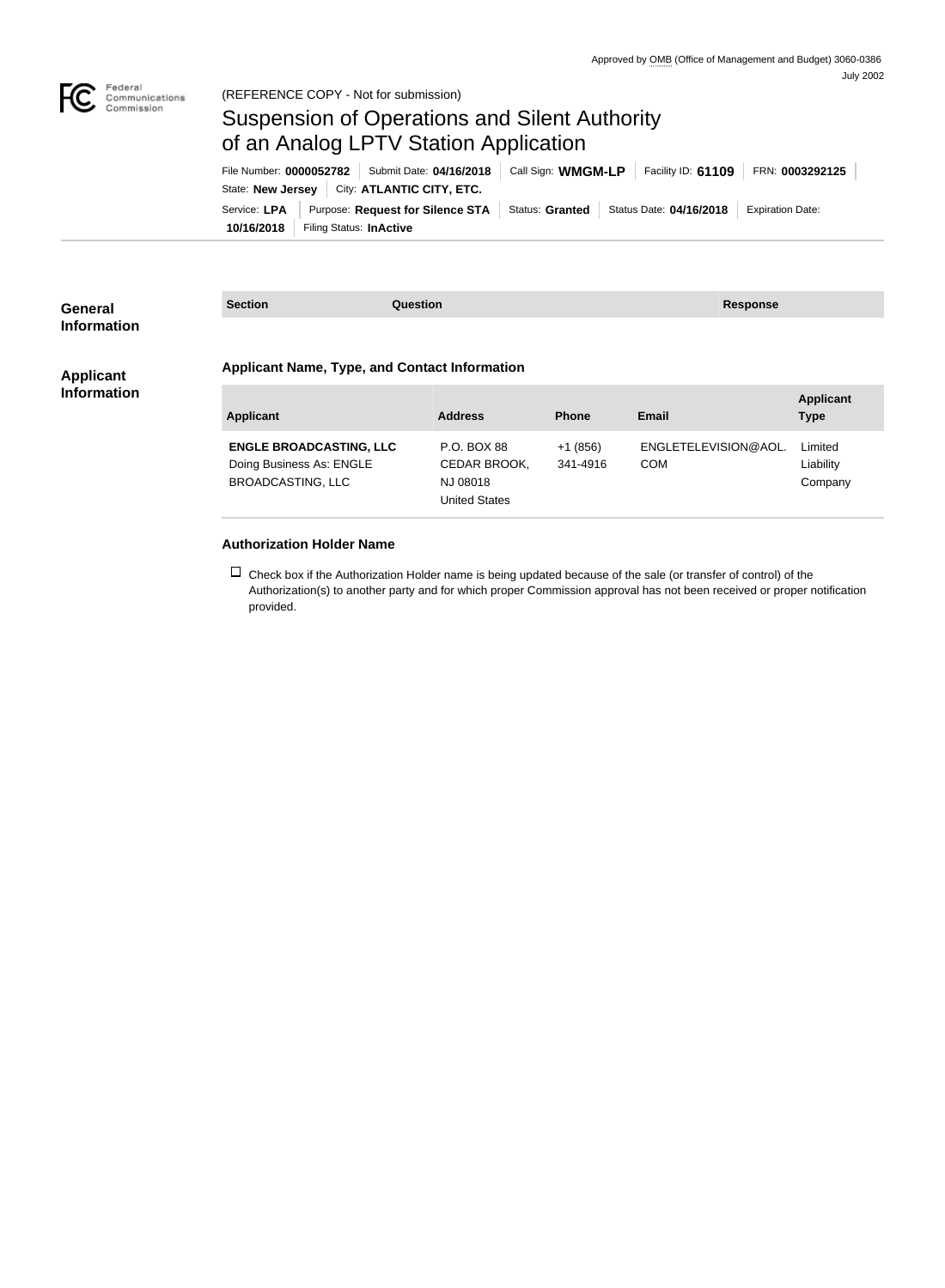Approved by OMB (Office of Management and Budget) 3060-0386
July 2002

Federal Communications Commission

(REFERENCE COPY - Not for submission)

# Suspension of Operations and Silent Authority of an Analog LPTV Station Application

File Number: **0000052782** | Submit Date: **04/16/2018** | Call Sign: **WMGM-LP** | Facility ID: **61109** | FRN: **0003292125**
State: **New Jersey** | City: **ATLANTIC CITY, ETC.**
Service: **LPA** | Purpose: **Request for Silence STA** | Status: **Granted** | Status Date: **04/16/2018** | Expiration Date: **10/16/2018** | Filing Status: **InActive**

## General Information

| Section | Question | Response |
| --- | --- | --- |

## Applicant Information

### Applicant Name, Type, and Contact Information

| Applicant | Address | Phone | Email | Applicant Type |
| --- | --- | --- | --- | --- |
| **ENGLE BROADCASTING, LLC** Doing Business As: ENGLE BROADCASTING, LLC | P.O. BOX 88 CEDAR BROOK, NJ 08018 United States | +1 (856) 341-4916 | ENGLETELEVISION@AOL.COM | Limited Liability Company |

### Authorization Holder Name

☐ Check box if the Authorization Holder name is being updated because of the sale (or transfer of control) of the Authorization(s) to another party and for which proper Commission approval has not been received or proper notification provided.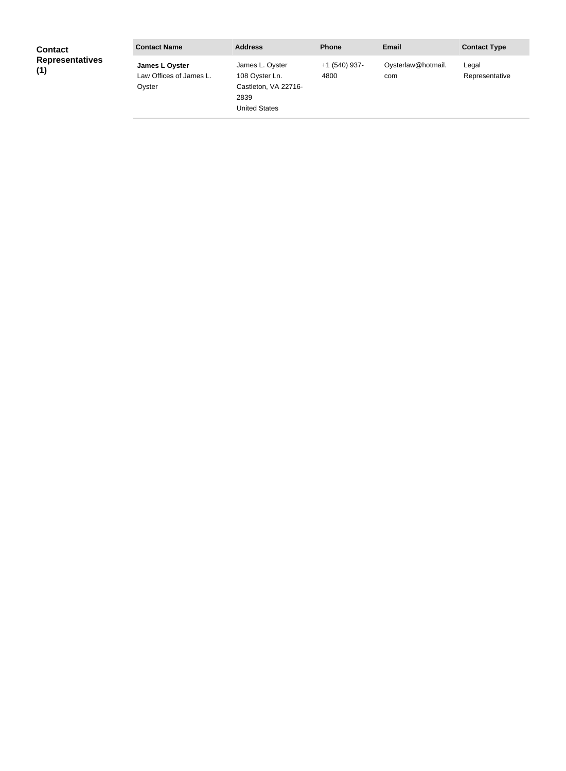**Contact Representatives (1)**

| Contact Name | Address | Phone | Email | Contact Type |
|---|---|---|---|---|
| **James L Oyster** Law Offices of James L. Oyster | James L. Oyster 108 Oyster Ln. Castleton, VA 22716-2839 United States | +1 (540) 937-4800 | Oysterlaw@hotmail.com | Legal Representative |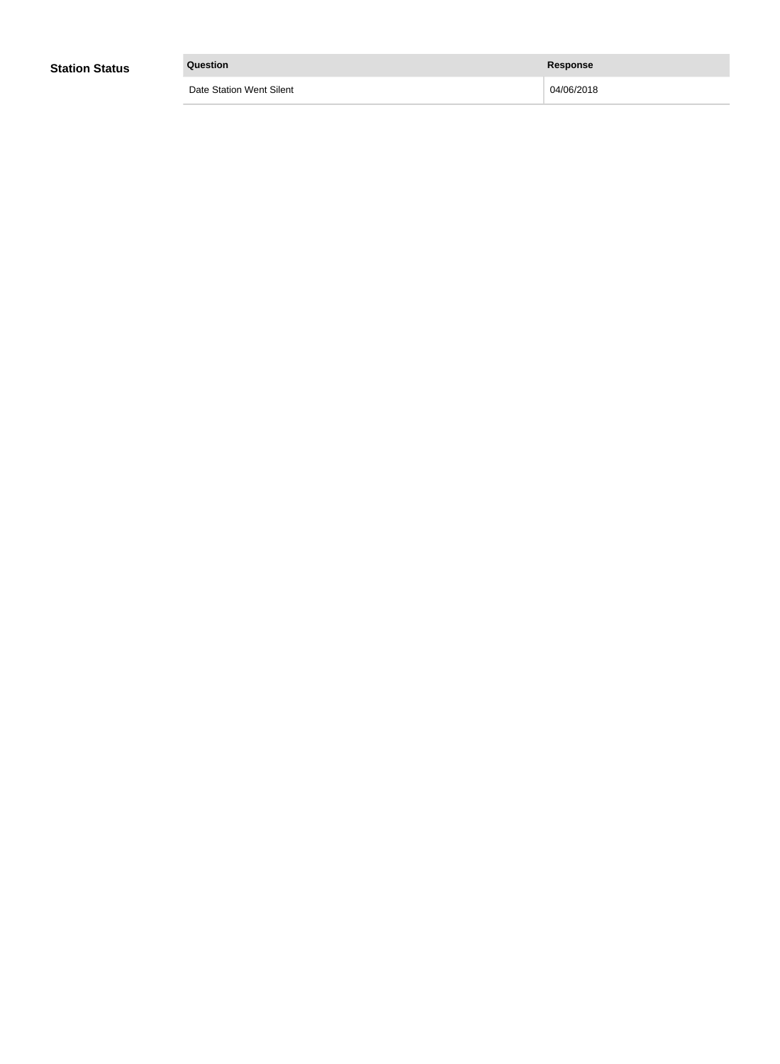## Station Status

| Question | Response |
| --- | --- |
| Date Station Went Silent | 04/06/2018 |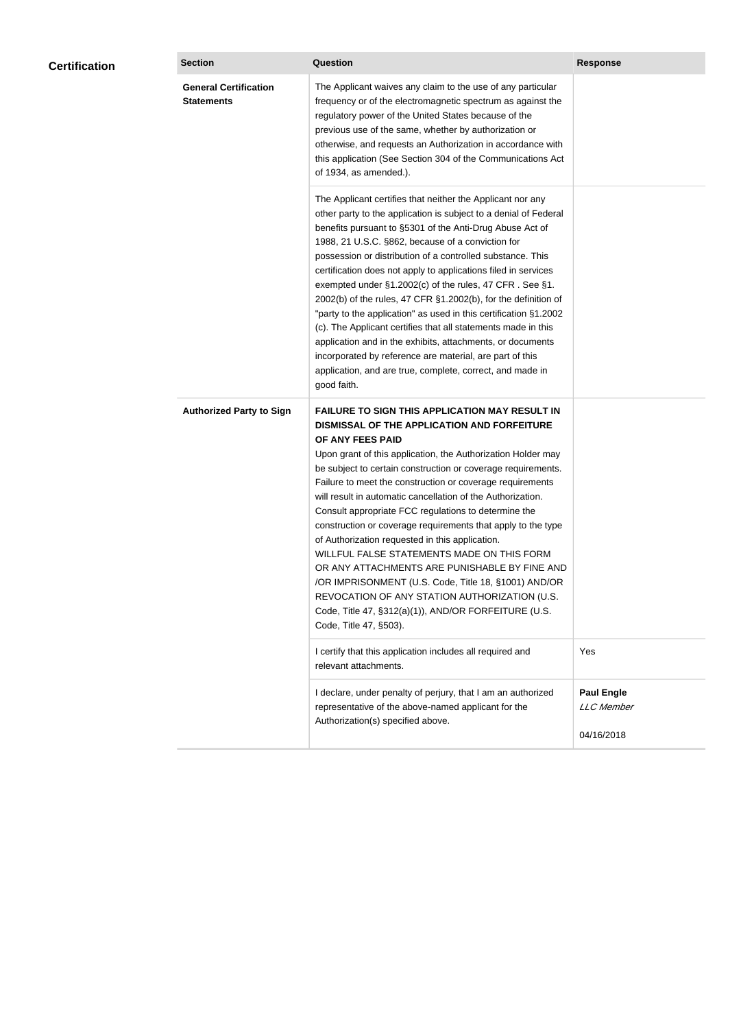## Certification

| Section | Question | Response |
| --- | --- | --- |
| **General Certification Statements** | The Applicant waives any claim to the use of any particular frequency or of the electromagnetic spectrum as against the regulatory power of the United States because of the previous use of the same, whether by authorization or otherwise, and requests an Authorization in accordance with this application (See Section 304 of the Communications Act of 1934, as amended.). | |
| | The Applicant certifies that neither the Applicant nor any other party to the application is subject to a denial of Federal benefits pursuant to §5301 of the Anti-Drug Abuse Act of 1988, 21 U.S.C. §862, because of a conviction for possession or distribution of a controlled substance. This certification does not apply to applications filed in services exempted under §1.2002(c) of the rules, 47 CFR . See §1.2002(b) of the rules, 47 CFR §1.2002(b), for the definition of "party to the application" as used in this certification §1.2002(c). The Applicant certifies that all statements made in this application and in the exhibits, attachments, or documents incorporated by reference are material, are part of this application, and are true, complete, correct, and made in good faith. | |
| **Authorized Party to Sign** | **FAILURE TO SIGN THIS APPLICATION MAY RESULT IN DISMISSAL OF THE APPLICATION AND FORFEITURE OF ANY FEES PAID**<br>Upon grant of this application, the Authorization Holder may be subject to certain construction or coverage requirements. Failure to meet the construction or coverage requirements will result in automatic cancellation of the Authorization. Consult appropriate FCC regulations to determine the construction or coverage requirements that apply to the type of Authorization requested in this application.<br>WILLFUL FALSE STATEMENTS MADE ON THIS FORM OR ANY ATTACHMENTS ARE PUNISHABLE BY FINE AND /OR IMPRISONMENT (U.S. Code, Title 18, §1001) AND/OR REVOCATION OF ANY STATION AUTHORIZATION (U.S. Code, Title 47, §312(a)(1)), AND/OR FORFEITURE (U.S. Code, Title 47, §503). | |
| | I certify that this application includes all required and relevant attachments. | Yes |
| | I declare, under penalty of perjury, that I am an authorized representative of the above-named applicant for the Authorization(s) specified above. | **Paul Engle**<br>*LLC Member*<br><br>04/16/2018 |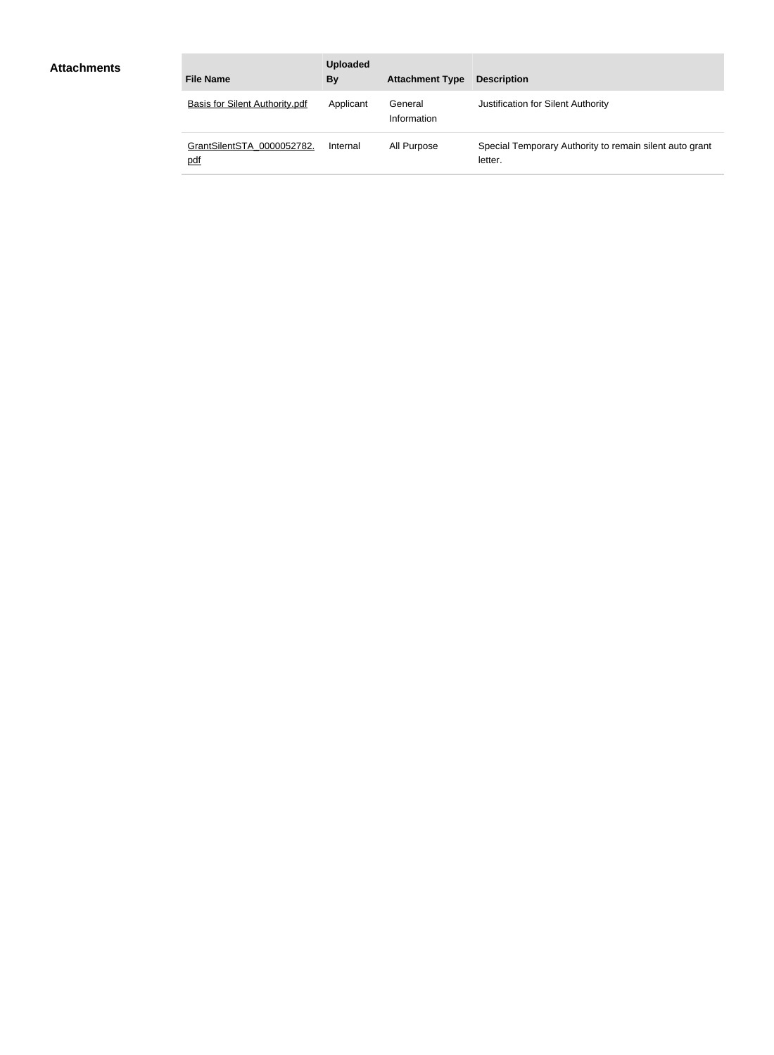**Attachments**

| File Name | Uploaded By | Attachment Type | Description |
|---|---|---|---|
| Basis for Silent Authority.pdf | Applicant | General Information | Justification for Silent Authority |
| GrantSilentSTA_0000052782.pdf | Internal | All Purpose | Special Temporary Authority to remain silent auto grant letter. |